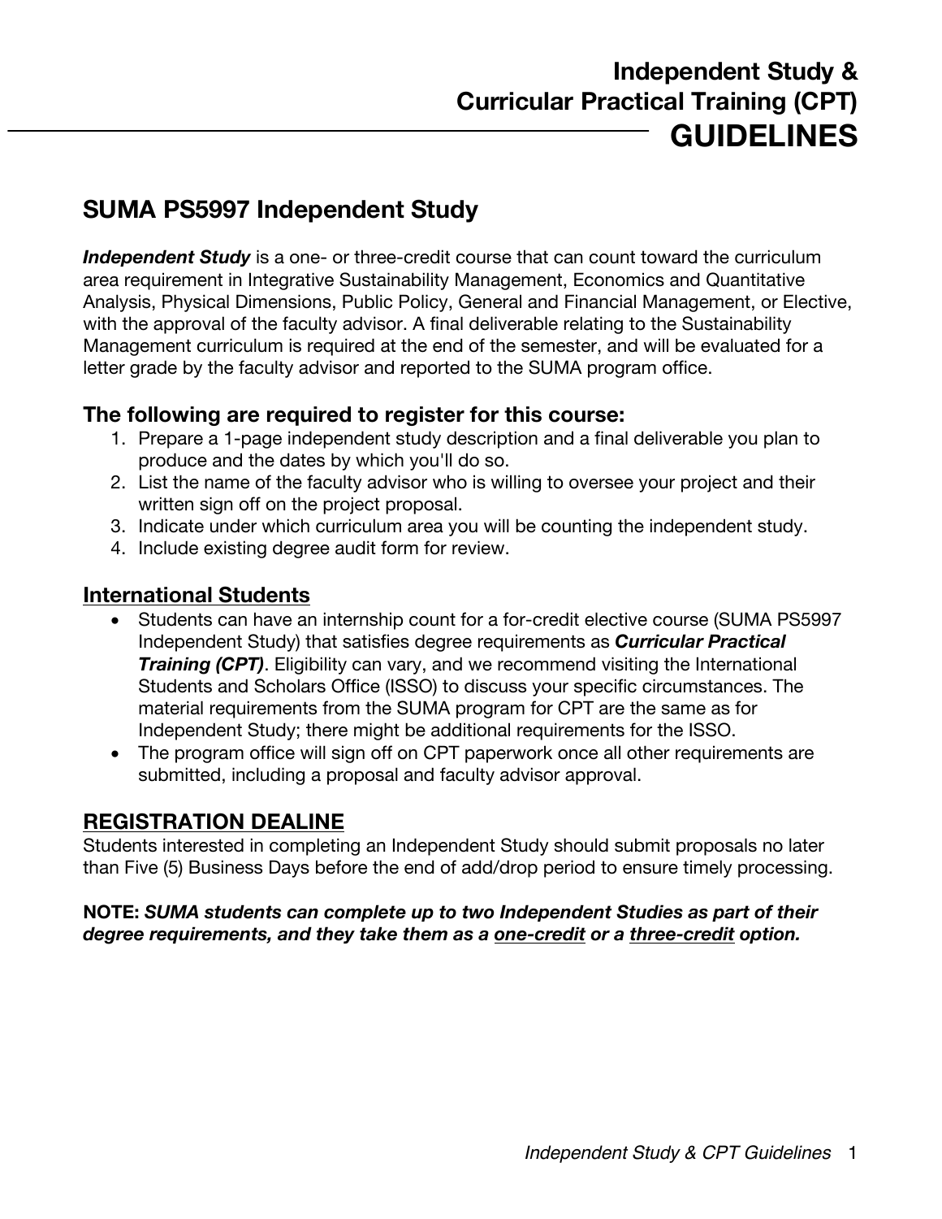# Independent Study & Curricular Practical Training (CPT) GUIDELINES

## SUMA PS5997 Independent Study

***Independent Study*** is a one- or three-credit course that can count toward the curriculum area requirement in Integrative Sustainability Management, Economics and Quantitative Analysis, Physical Dimensions, Public Policy, General and Financial Management, or Elective, with the approval of the faculty advisor. A final deliverable relating to the Sustainability Management curriculum is required at the end of the semester, and will be evaluated for a letter grade by the faculty advisor and reported to the SUMA program office.

### The following are required to register for this course:

1. Prepare a 1-page independent study description and a final deliverable you plan to produce and the dates by which you'll do so.
2. List the name of the faculty advisor who is willing to oversee your project and their written sign off on the project proposal.
3. Indicate under which curriculum area you will be counting the independent study.
4. Include existing degree audit form for review.

### International Students

- Students can have an internship count for a for-credit elective course (SUMA PS5997 Independent Study) that satisfies degree requirements as ***Curricular Practical Training (CPT)***. Eligibility can vary, and we recommend visiting the International Students and Scholars Office (ISSO) to discuss your specific circumstances. The material requirements from the SUMA program for CPT are the same as for Independent Study; there might be additional requirements for the ISSO.
- The program office will sign off on CPT paperwork once all other requirements are submitted, including a proposal and faculty advisor approval.

### REGISTRATION DEALINE

Students interested in completing an Independent Study should submit proposals no later than Five (5) Business Days before the end of add/drop period to ensure timely processing.

**NOTE:** ***SUMA students can complete up to two Independent Studies as part of their degree requirements, and they take them as a one-credit or a three-credit option.***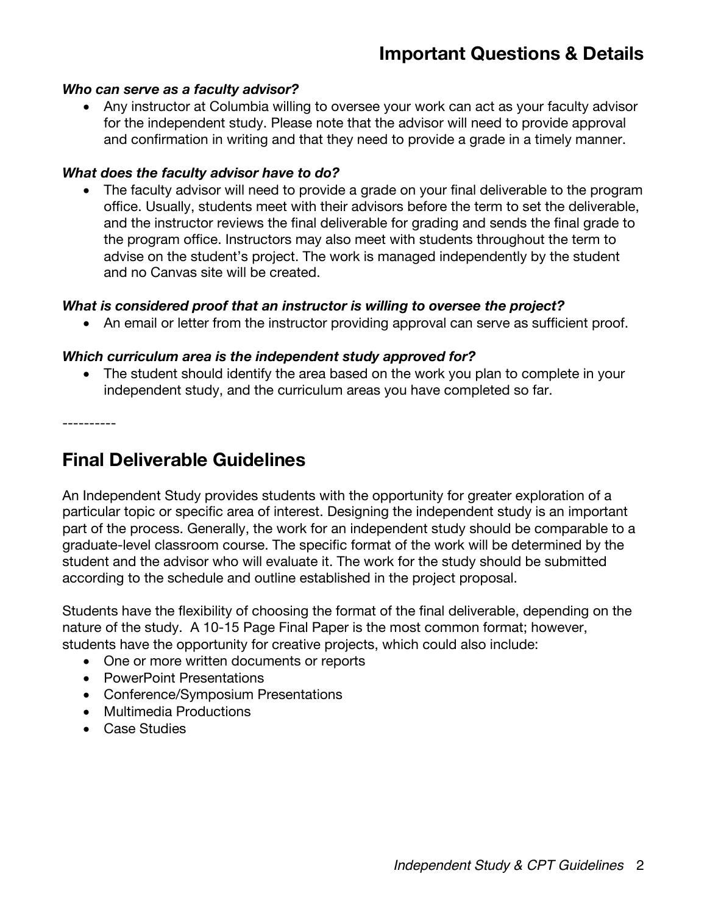## Important Questions & Details

***Who can serve as a faculty advisor?***

- Any instructor at Columbia willing to oversee your work can act as your faculty advisor for the independent study. Please note that the advisor will need to provide approval and confirmation in writing and that they need to provide a grade in a timely manner.

***What does the faculty advisor have to do?***

- The faculty advisor will need to provide a grade on your final deliverable to the program office. Usually, students meet with their advisors before the term to set the deliverable, and the instructor reviews the final deliverable for grading and sends the final grade to the program office. Instructors may also meet with students throughout the term to advise on the student's project. The work is managed independently by the student and no Canvas site will be created.

***What is considered proof that an instructor is willing to oversee the project?***

- An email or letter from the instructor providing approval can serve as sufficient proof.

***Which curriculum area is the independent study approved for?***

- The student should identify the area based on the work you plan to complete in your independent study, and the curriculum areas you have completed so far.

----------

## Final Deliverable Guidelines

An Independent Study provides students with the opportunity for greater exploration of a particular topic or specific area of interest. Designing the independent study is an important part of the process. Generally, the work for an independent study should be comparable to a graduate-level classroom course. The specific format of the work will be determined by the student and the advisor who will evaluate it. The work for the study should be submitted according to the schedule and outline established in the project proposal.

Students have the flexibility of choosing the format of the final deliverable, depending on the nature of the study. A 10-15 Page Final Paper is the most common format; however, students have the opportunity for creative projects, which could also include:

- One or more written documents or reports
- PowerPoint Presentations
- Conference/Symposium Presentations
- Multimedia Productions
- Case Studies